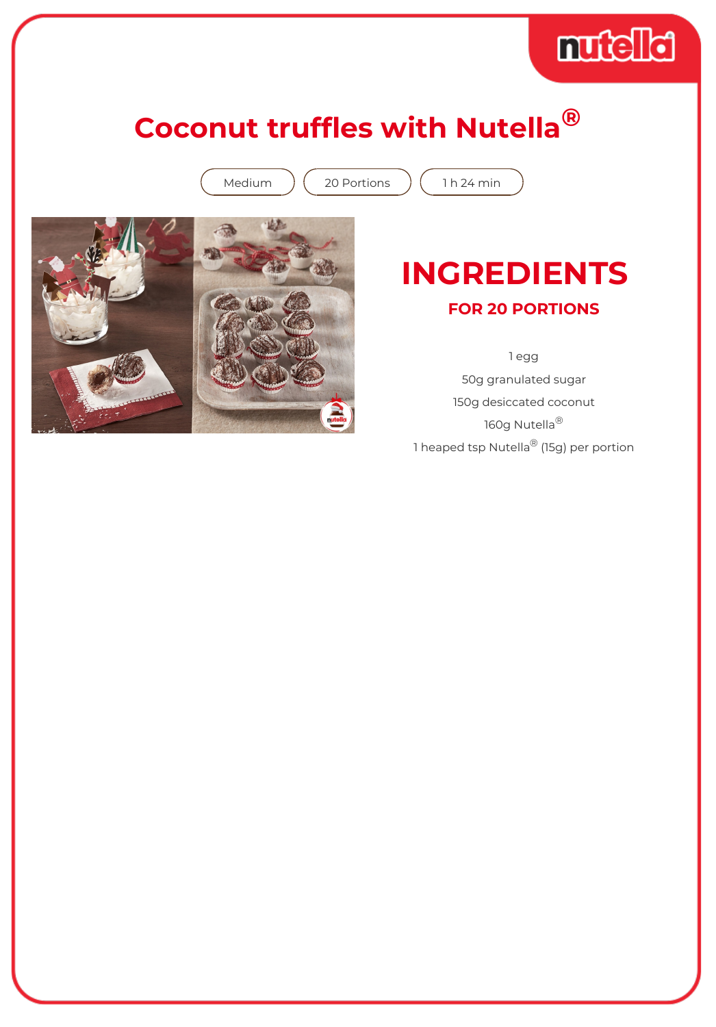# Coconut truffles with Nutella®

Medium | 20 Portions | 1 h 24 min

## INGREDIENTS

### FOR 20 PORTIONS

1 egg

50g granulated sugar

150g desiccated coconut

160g Nutella®

1 heaped tsp Nutella® (15g) per portion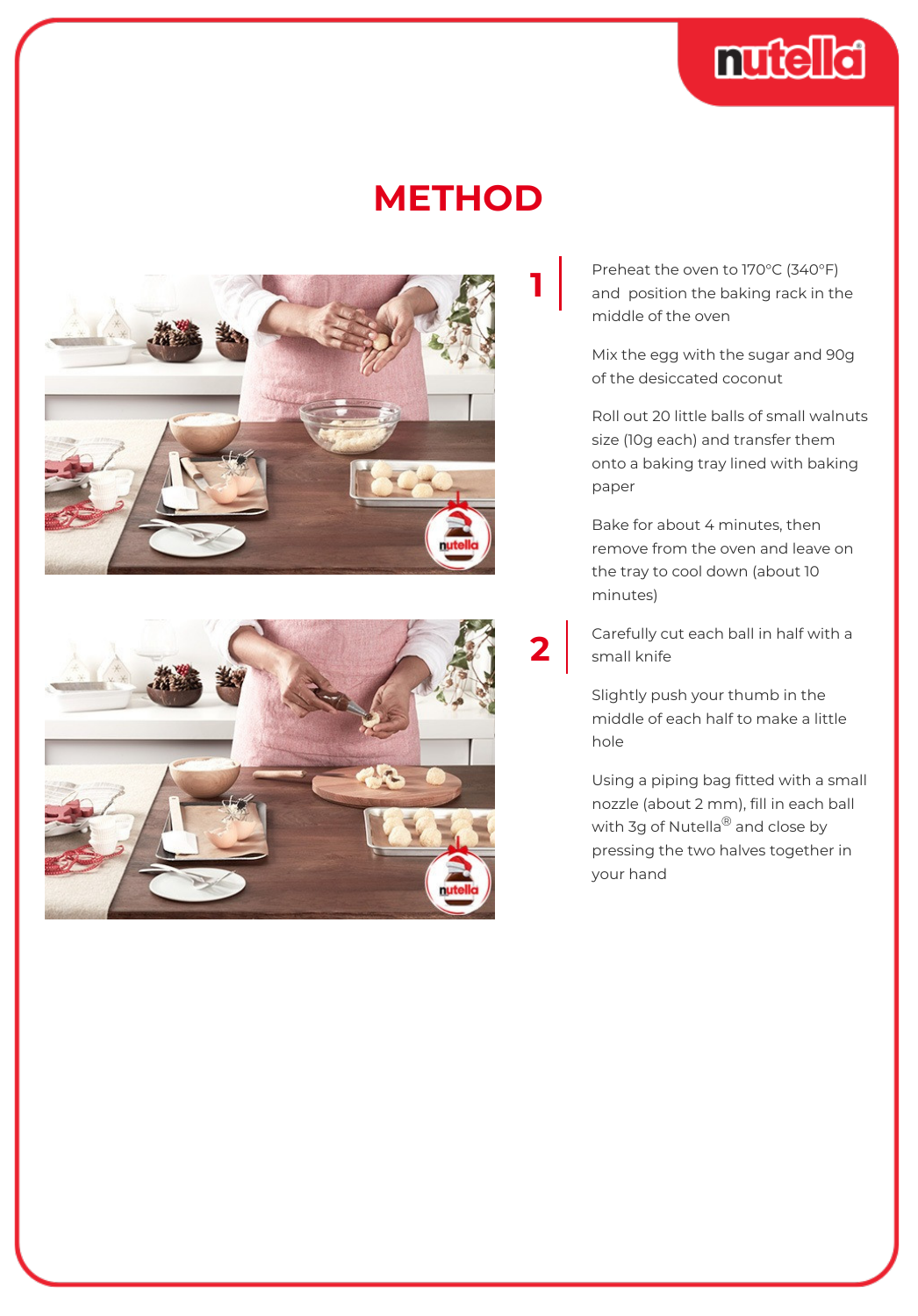# METHOD

**1**

Preheat the oven to 170°C (340°F) and position the baking rack in the middle of the oven

Mix the egg with the sugar and 90g of the desiccated coconut

Roll out 20 little balls of small walnuts size (10g each) and transfer them onto a baking tray lined with baking paper

Bake for about 4 minutes, then remove from the oven and leave on the tray to cool down (about 10 minutes)

**2**

Carefully cut each ball in half with a small knife

Slightly push your thumb in the middle of each half to make a little hole

Using a piping bag fitted with a small nozzle (about 2 mm), fill in each ball with 3g of Nutella® and close by pressing the two halves together in your hand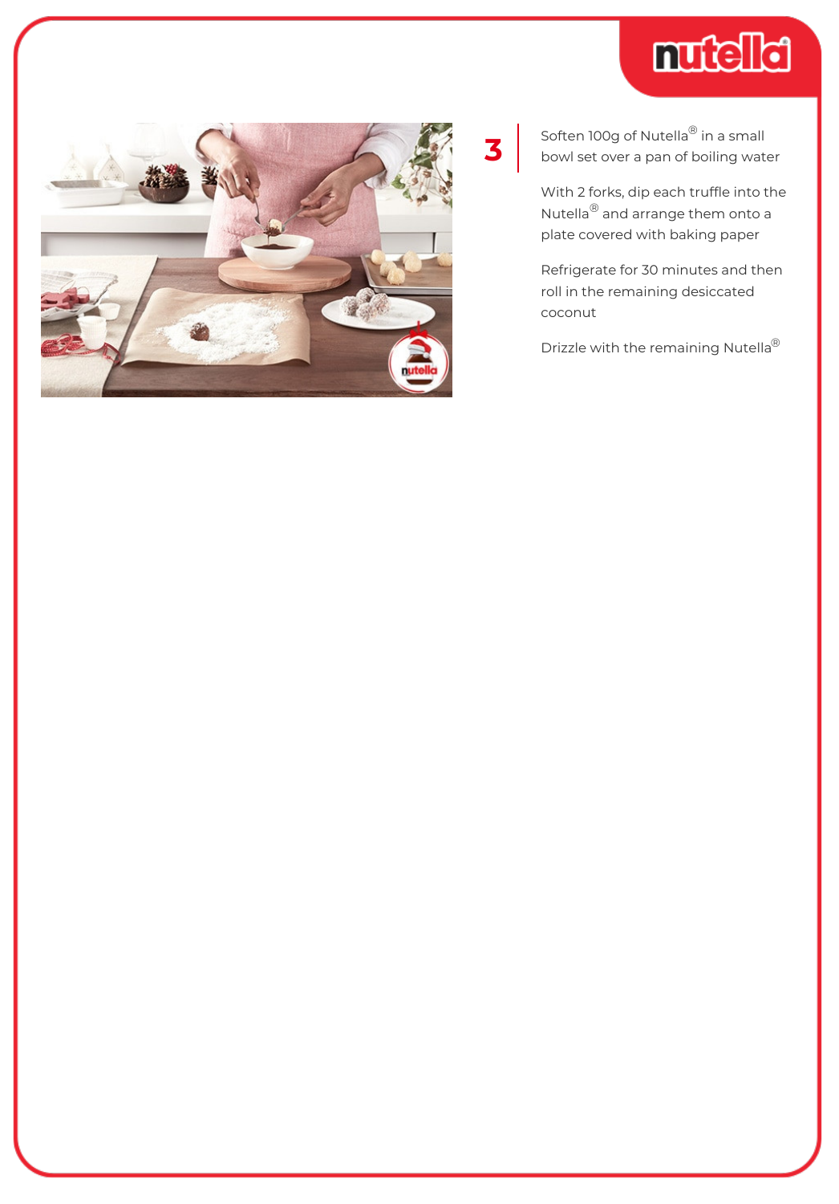3

Soften 100g of Nutella® in a small bowl set over a pan of boiling water

With 2 forks, dip each truffle into the Nutella® and arrange them onto a plate covered with baking paper

Refrigerate for 30 minutes and then roll in the remaining desiccated coconut

Drizzle with the remaining Nutella®